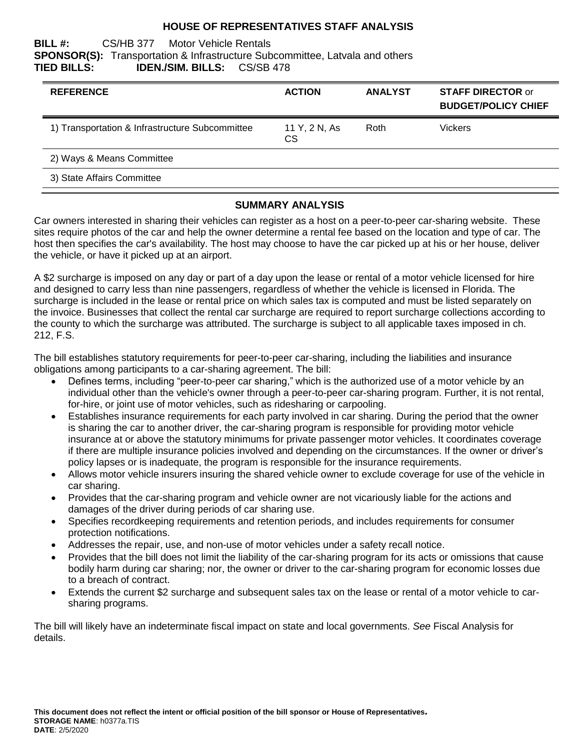# HOUSE OF REPRESENTATIVES STAFF ANALYSIS

**BILL #:** CS/HB 377 Motor Vehicle Rentals
**SPONSOR(S):** Transportation & Infrastructure Subcommittee, Latvala and others
**TIED BILLS:** **IDEN./SIM. BILLS:** CS/SB 478

| REFERENCE | ACTION | ANALYST | STAFF DIRECTOR or BUDGET/POLICY CHIEF |
|---|---|---|---|
| 1) Transportation & Infrastructure Subcommittee | 11 Y, 2 N, As CS | Roth | Vickers |
| 2) Ways & Means Committee | | | |
| 3) State Affairs Committee | | | |

## SUMMARY ANALYSIS

Car owners interested in sharing their vehicles can register as a host on a peer-to-peer car-sharing website. These sites require photos of the car and help the owner determine a rental fee based on the location and type of car. The host then specifies the car's availability. The host may choose to have the car picked up at his or her house, deliver the vehicle, or have it picked up at an airport.

A $2 surcharge is imposed on any day or part of a day upon the lease or rental of a motor vehicle licensed for hire and designed to carry less than nine passengers, regardless of whether the vehicle is licensed in Florida. The surcharge is included in the lease or rental price on which sales tax is computed and must be listed separately on the invoice. Businesses that collect the rental car surcharge are required to report surcharge collections according to the county to which the surcharge was attributed. The surcharge is subject to all applicable taxes imposed in ch. 212, F.S.

The bill establishes statutory requirements for peer-to-peer car-sharing, including the liabilities and insurance obligations among participants to a car-sharing agreement. The bill:

- Defines terms, including "peer-to-peer car sharing," which is the authorized use of a motor vehicle by an individual other than the vehicle's owner through a peer-to-peer car-sharing program. Further, it is not rental, for-hire, or joint use of motor vehicles, such as ridesharing or carpooling.
- Establishes insurance requirements for each party involved in car sharing. During the period that the owner is sharing the car to another driver, the car-sharing program is responsible for providing motor vehicle insurance at or above the statutory minimums for private passenger motor vehicles. It coordinates coverage if there are multiple insurance policies involved and depending on the circumstances. If the owner or driver's policy lapses or is inadequate, the program is responsible for the insurance requirements.
- Allows motor vehicle insurers insuring the shared vehicle owner to exclude coverage for use of the vehicle in car sharing.
- Provides that the car-sharing program and vehicle owner are not vicariously liable for the actions and damages of the driver during periods of car sharing use.
- Specifies recordkeeping requirements and retention periods, and includes requirements for consumer protection notifications.
- Addresses the repair, use, and non-use of motor vehicles under a safety recall notice.
- Provides that the bill does not limit the liability of the car-sharing program for its acts or omissions that cause bodily harm during car sharing; nor, the owner or driver to the car-sharing program for economic losses due to a breach of contract.
- Extends the current $2 surcharge and subsequent sales tax on the lease or rental of a motor vehicle to car-sharing programs.

The bill will likely have an indeterminate fiscal impact on state and local governments. *See* Fiscal Analysis for details.

**This document does not reflect the intent or official position of the bill sponsor or House of Representatives.**
**STORAGE NAME**: h0377a.TIS
**DATE**: 2/5/2020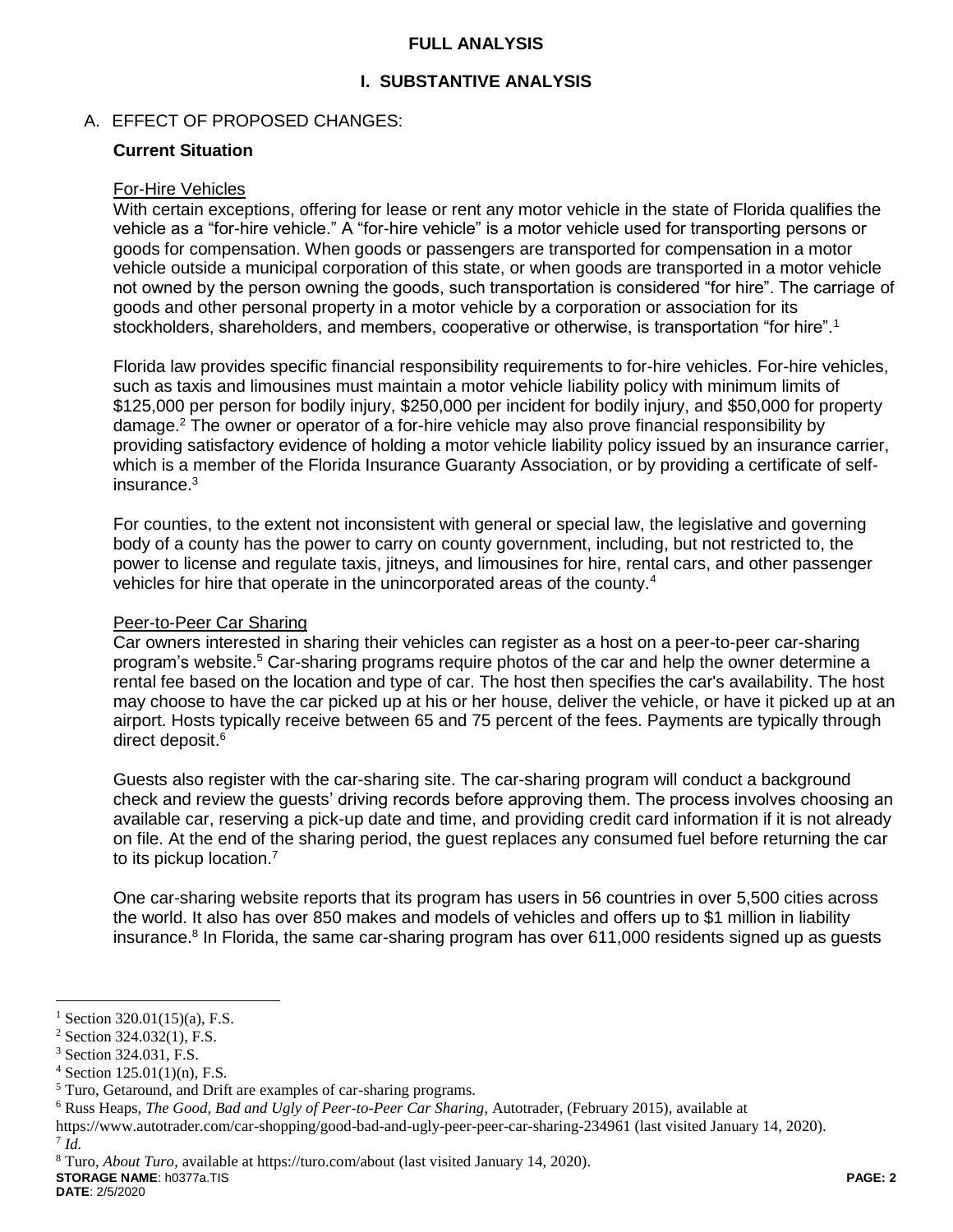# FULL ANALYSIS

## I. SUBSTANTIVE ANALYSIS

### A. EFFECT OF PROPOSED CHANGES:

**Current Situation**

For-Hire Vehicles

With certain exceptions, offering for lease or rent any motor vehicle in the state of Florida qualifies the vehicle as a "for-hire vehicle." A "for-hire vehicle" is a motor vehicle used for transporting persons or goods for compensation. When goods or passengers are transported for compensation in a motor vehicle outside a municipal corporation of this state, or when goods are transported in a motor vehicle not owned by the person owning the goods, such transportation is considered "for hire". The carriage of goods and other personal property in a motor vehicle by a corporation or association for its stockholders, shareholders, and members, cooperative or otherwise, is transportation "for hire".[1]

Florida law provides specific financial responsibility requirements to for-hire vehicles. For-hire vehicles, such as taxis and limousines must maintain a motor vehicle liability policy with minimum limits of $125,000 per person for bodily injury, $250,000 per incident for bodily injury, and $50,000 for property damage.[2] The owner or operator of a for-hire vehicle may also prove financial responsibility by providing satisfactory evidence of holding a motor vehicle liability policy issued by an insurance carrier, which is a member of the Florida Insurance Guaranty Association, or by providing a certificate of self-insurance.[3]

For counties, to the extent not inconsistent with general or special law, the legislative and governing body of a county has the power to carry on county government, including, but not restricted to, the power to license and regulate taxis, jitneys, and limousines for hire, rental cars, and other passenger vehicles for hire that operate in the unincorporated areas of the county.[4]

Peer-to-Peer Car Sharing

Car owners interested in sharing their vehicles can register as a host on a peer-to-peer car-sharing program's website.[5] Car-sharing programs require photos of the car and help the owner determine a rental fee based on the location and type of car. The host then specifies the car's availability. The host may choose to have the car picked up at his or her house, deliver the vehicle, or have it picked up at an airport. Hosts typically receive between 65 and 75 percent of the fees. Payments are typically through direct deposit.[6]

Guests also register with the car-sharing site. The car-sharing program will conduct a background check and review the guests' driving records before approving them. The process involves choosing an available car, reserving a pick-up date and time, and providing credit card information if it is not already on file. At the end of the sharing period, the guest replaces any consumed fuel before returning the car to its pickup location.[7]

One car-sharing website reports that its program has users in 56 countries in over 5,500 cities across the world. It also has over 850 makes and models of vehicles and offers up to $1 million in liability insurance.[8] In Florida, the same car-sharing program has over 611,000 residents signed up as guests

---

[1] Section 320.01(15)(a), F.S.

[2] Section 324.032(1), F.S.

[3] Section 324.031, F.S.

[4] Section 125.01(1)(n), F.S.

[5] Turo, Getaround, and Drift are examples of car-sharing programs.

[6] Russ Heaps, *The Good, Bad and Ugly of Peer-to-Peer Car Sharing*, Autotrader, (February 2015), available at https://www.autotrader.com/car-shopping/good-bad-and-ugly-peer-peer-car-sharing-234961 (last visited January 14, 2020).

[7] *Id.*

[8] Turo, *About Turo*, available at https://turo.com/about (last visited January 14, 2020).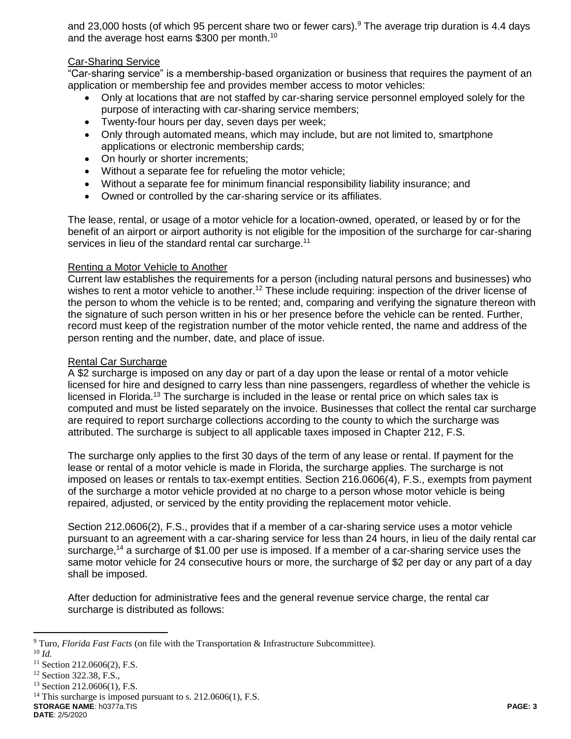and 23,000 hosts (of which 95 percent share two or fewer cars).[9] The average trip duration is 4.4 days and the average host earns $300 per month.[10]

Car-Sharing Service

"Car-sharing service" is a membership-based organization or business that requires the payment of an application or membership fee and provides member access to motor vehicles:

- Only at locations that are not staffed by car-sharing service personnel employed solely for the purpose of interacting with car-sharing service members;
- Twenty-four hours per day, seven days per week;
- Only through automated means, which may include, but are not limited to, smartphone applications or electronic membership cards;
- On hourly or shorter increments;
- Without a separate fee for refueling the motor vehicle;
- Without a separate fee for minimum financial responsibility liability insurance; and
- Owned or controlled by the car-sharing service or its affiliates.

The lease, rental, or usage of a motor vehicle for a location-owned, operated, or leased by or for the benefit of an airport or airport authority is not eligible for the imposition of the surcharge for car-sharing services in lieu of the standard rental car surcharge.[11]

Renting a Motor Vehicle to Another

Current law establishes the requirements for a person (including natural persons and businesses) who wishes to rent a motor vehicle to another.[12] These include requiring: inspection of the driver license of the person to whom the vehicle is to be rented; and, comparing and verifying the signature thereon with the signature of such person written in his or her presence before the vehicle can be rented. Further, record must keep of the registration number of the motor vehicle rented, the name and address of the person renting and the number, date, and place of issue.

Rental Car Surcharge

A $2 surcharge is imposed on any day or part of a day upon the lease or rental of a motor vehicle licensed for hire and designed to carry less than nine passengers, regardless of whether the vehicle is licensed in Florida.[13] The surcharge is included in the lease or rental price on which sales tax is computed and must be listed separately on the invoice. Businesses that collect the rental car surcharge are required to report surcharge collections according to the county to which the surcharge was attributed. The surcharge is subject to all applicable taxes imposed in Chapter 212, F.S.

The surcharge only applies to the first 30 days of the term of any lease or rental. If payment for the lease or rental of a motor vehicle is made in Florida, the surcharge applies. The surcharge is not imposed on leases or rentals to tax-exempt entities. Section 216.0606(4), F.S., exempts from payment of the surcharge a motor vehicle provided at no charge to a person whose motor vehicle is being repaired, adjusted, or serviced by the entity providing the replacement motor vehicle.

Section 212.0606(2), F.S., provides that if a member of a car-sharing service uses a motor vehicle pursuant to an agreement with a car-sharing service for less than 24 hours, in lieu of the daily rental car surcharge,[14] a surcharge of $1.00 per use is imposed. If a member of a car-sharing service uses the same motor vehicle for 24 consecutive hours or more, the surcharge of $2 per day or any part of a day shall be imposed.

After deduction for administrative fees and the general revenue service charge, the rental car surcharge is distributed as follows:

---

[9] Turo, *Florida Fast Facts* (on file with the Transportation & Infrastructure Subcommittee).
[10] *Id.*
[11] Section 212.0606(2), F.S.
[12] Section 322.38, F.S.,
[13] Section 212.0606(1), F.S.
[14] This surcharge is imposed pursuant to s. 212.0606(1), F.S.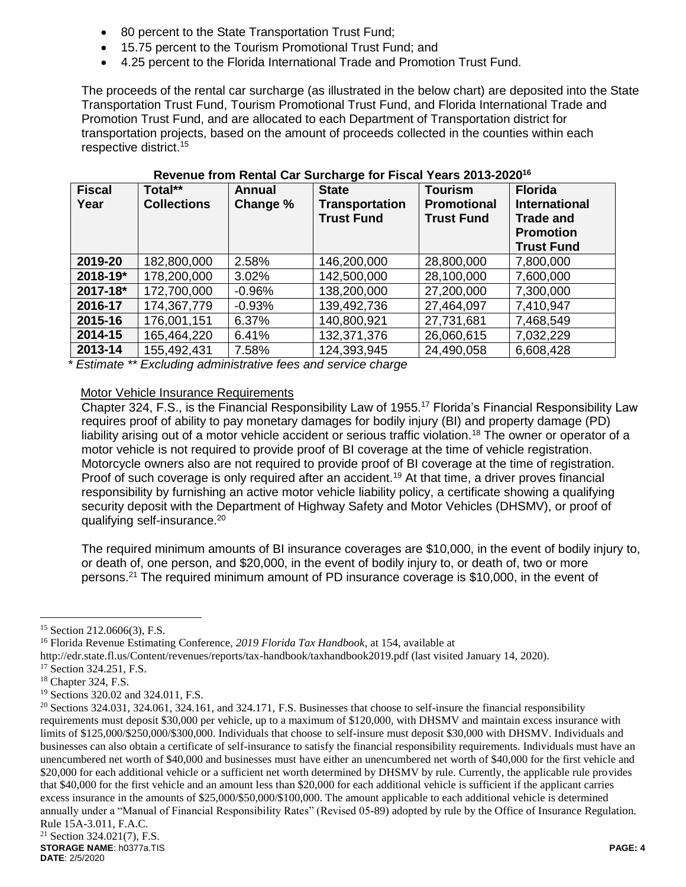- 80 percent to the State Transportation Trust Fund;
- 15.75 percent to the Tourism Promotional Trust Fund; and
- 4.25 percent to the Florida International Trade and Promotion Trust Fund.

The proceeds of the rental car surcharge (as illustrated in the below chart) are deposited into the State Transportation Trust Fund, Tourism Promotional Trust Fund, and Florida International Trade and Promotion Trust Fund, and are allocated to each Department of Transportation district for transportation projects, based on the amount of proceeds collected in the counties within each respective district.[15]

**Revenue from Rental Car Surcharge for Fiscal Years 2013-2020[16]**

| Fiscal Year | Total** Collections | Annual Change % | State Transportation Trust Fund | Tourism Promotional Trust Fund | Florida International Trade and Promotion Trust Fund |
|---|---|---|---|---|---|
| **2019-20** | 182,800,000 | 2.58% | 146,200,000 | 28,800,000 | 7,800,000 |
| **2018-19*** | 178,200,000 | 3.02% | 142,500,000 | 28,100,000 | 7,600,000 |
| **2017-18*** | 172,700,000 | -0.96% | 138,200,000 | 27,200,000 | 7,300,000 |
| **2016-17** | 174,367,779 | -0.93% | 139,492,736 | 27,464,097 | 7,410,947 |
| **2015-16** | 176,001,151 | 6.37% | 140,800,921 | 27,731,681 | 7,468,549 |
| **2014-15** | 165,464,220 | 6.41% | 132,371,376 | 26,060,615 | 7,032,229 |
| **2013-14** | 155,492,431 | 7.58% | 124,393,945 | 24,490,058 | 6,608,428 |

*\* Estimate \*\* Excluding administrative fees and service charge*

Motor Vehicle Insurance Requirements

Chapter 324, F.S., is the Financial Responsibility Law of 1955.[17] Florida's Financial Responsibility Law requires proof of ability to pay monetary damages for bodily injury (BI) and property damage (PD) liability arising out of a motor vehicle accident or serious traffic violation.[18] The owner or operator of a motor vehicle is not required to provide proof of BI coverage at the time of vehicle registration. Motorcycle owners also are not required to provide proof of BI coverage at the time of registration. Proof of such coverage is only required after an accident.[19] At that time, a driver proves financial responsibility by furnishing an active motor vehicle liability policy, a certificate showing a qualifying security deposit with the Department of Highway Safety and Motor Vehicles (DHSMV), or proof of qualifying self-insurance.[20]

The required minimum amounts of BI insurance coverages are $10,000, in the event of bodily injury to, or death of, one person, and $20,000, in the event of bodily injury to, or death of, two or more persons.[21] The required minimum amount of PD insurance coverage is $10,000, in the event of

---

[15] Section 212.0606(3), F.S.

[16] Florida Revenue Estimating Conference, *2019 Florida Tax Handbook*, at 154, available at http://edr.state.fl.us/Content/revenues/reports/tax-handbook/taxhandbook2019.pdf (last visited January 14, 2020).

[17] Section 324.251, F.S.

[18] Chapter 324, F.S.

[19] Sections 320.02 and 324.011, F.S.

[20] Sections 324.031, 324.061, 324.161, and 324.171, F.S. Businesses that choose to self-insure the financial responsibility requirements must deposit $30,000 per vehicle, up to a maximum of $120,000, with DHSMV and maintain excess insurance with limits of $125,000/$250,000/$300,000. Individuals that choose to self-insure must deposit $30,000 with DHSMV. Individuals and businesses can also obtain a certificate of self-insurance to satisfy the financial responsibility requirements. Individuals must have an unencumbered net worth of $40,000 and businesses must have either an unencumbered net worth of $40,000 for the first vehicle and $20,000 for each additional vehicle or a sufficient net worth determined by DHSMV by rule. Currently, the applicable rule provides that $40,000 for the first vehicle and an amount less than $20,000 for each additional vehicle is sufficient if the applicant carries excess insurance in the amounts of $25,000/$50,000/$100,000. The amount applicable to each additional vehicle is determined annually under a "Manual of Financial Responsibility Rates" (Revised 05-89) adopted by rule by the Office of Insurance Regulation. Rule 15A-3.011, F.A.C.

[21] Section 324.021(7), F.S.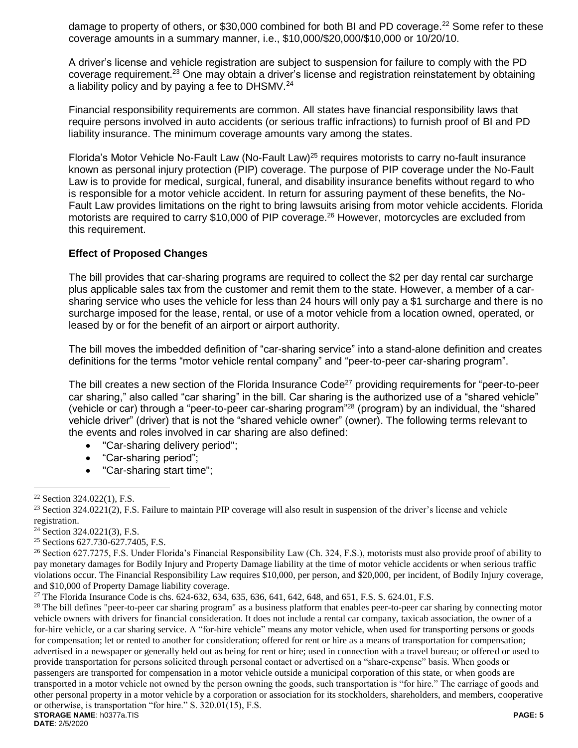damage to property of others, or $30,000 combined for both BI and PD coverage.[22] Some refer to these coverage amounts in a summary manner, i.e., $10,000/$20,000/$10,000 or 10/20/10.

A driver's license and vehicle registration are subject to suspension for failure to comply with the PD coverage requirement.[23] One may obtain a driver's license and registration reinstatement by obtaining a liability policy and by paying a fee to DHSMV.[24]

Financial responsibility requirements are common. All states have financial responsibility laws that require persons involved in auto accidents (or serious traffic infractions) to furnish proof of BI and PD liability insurance. The minimum coverage amounts vary among the states.

Florida's Motor Vehicle No-Fault Law (No-Fault Law)[25] requires motorists to carry no-fault insurance known as personal injury protection (PIP) coverage. The purpose of PIP coverage under the No-Fault Law is to provide for medical, surgical, funeral, and disability insurance benefits without regard to who is responsible for a motor vehicle accident. In return for assuring payment of these benefits, the No-Fault Law provides limitations on the right to bring lawsuits arising from motor vehicle accidents. Florida motorists are required to carry $10,000 of PIP coverage.[26] However, motorcycles are excluded from this requirement.

**Effect of Proposed Changes**

The bill provides that car-sharing programs are required to collect the $2 per day rental car surcharge plus applicable sales tax from the customer and remit them to the state. However, a member of a car-sharing service who uses the vehicle for less than 24 hours will only pay a $1 surcharge and there is no surcharge imposed for the lease, rental, or use of a motor vehicle from a location owned, operated, or leased by or for the benefit of an airport or airport authority.

The bill moves the imbedded definition of "car-sharing service" into a stand-alone definition and creates definitions for the terms "motor vehicle rental company" and "peer-to-peer car-sharing program".

The bill creates a new section of the Florida Insurance Code[27] providing requirements for "peer-to-peer car sharing," also called "car sharing" in the bill. Car sharing is the authorized use of a "shared vehicle" (vehicle or car) through a "peer-to-peer car-sharing program"[28] (program) by an individual, the "shared vehicle driver" (driver) that is not the "shared vehicle owner" (owner). The following terms relevant to the events and roles involved in car sharing are also defined:

- "Car-sharing delivery period";
- "Car-sharing period";
- "Car-sharing start time";

---

[22] Section 324.022(1), F.S.

[23] Section 324.0221(2), F.S. Failure to maintain PIP coverage will also result in suspension of the driver's license and vehicle registration.

[24] Section 324.0221(3), F.S.

[25] Sections 627.730-627.7405, F.S.

[26] Section 627.7275, F.S. Under Florida's Financial Responsibility Law (Ch. 324, F.S.), motorists must also provide proof of ability to pay monetary damages for Bodily Injury and Property Damage liability at the time of motor vehicle accidents or when serious traffic violations occur. The Financial Responsibility Law requires $10,000, per person, and $20,000, per incident, of Bodily Injury coverage, and $10,000 of Property Damage liability coverage.

[27] The Florida Insurance Code is chs. 624-632, 634, 635, 636, 641, 642, 648, and 651, F.S. S. 624.01, F.S.

[28] The bill defines "peer-to-peer car sharing program" as a business platform that enables peer-to-peer car sharing by connecting motor vehicle owners with drivers for financial consideration. It does not include a rental car company, taxicab association, the owner of a for-hire vehicle, or a car sharing service. A "for-hire vehicle" means any motor vehicle, when used for transporting persons or goods for compensation; let or rented to another for consideration; offered for rent or hire as a means of transportation for compensation; advertised in a newspaper or generally held out as being for rent or hire; used in connection with a travel bureau; or offered or used to provide transportation for persons solicited through personal contact or advertised on a "share-expense" basis. When goods or passengers are transported for compensation in a motor vehicle outside a municipal corporation of this state, or when goods are transported in a motor vehicle not owned by the person owning the goods, such transportation is "for hire." The carriage of goods and other personal property in a motor vehicle by a corporation or association for its stockholders, shareholders, and members, cooperative or otherwise, is transportation "for hire." S. 320.01(15), F.S.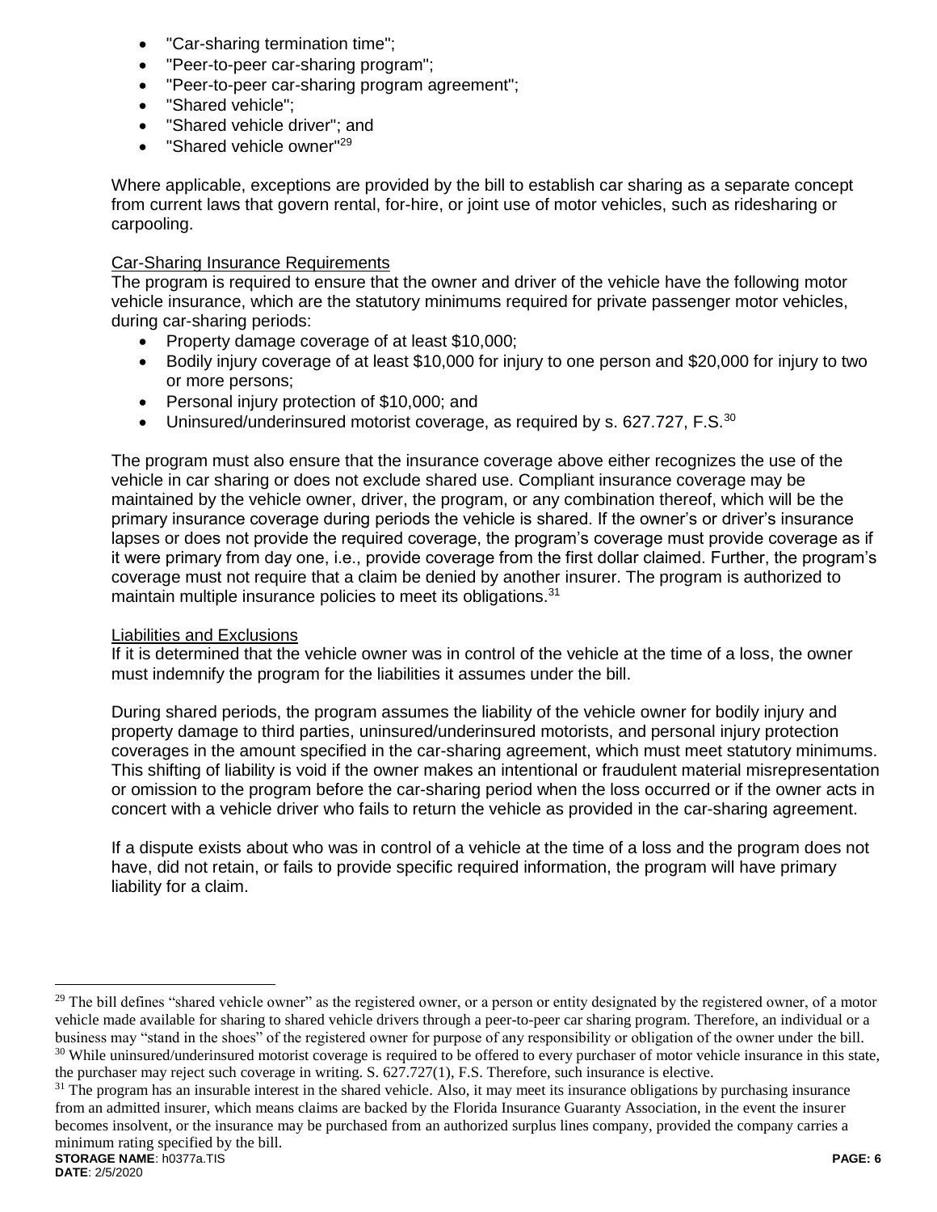- "Car-sharing termination time";
- "Peer-to-peer car-sharing program";
- "Peer-to-peer car-sharing program agreement";
- "Shared vehicle";
- "Shared vehicle driver"; and
- "Shared vehicle owner"[29]

Where applicable, exceptions are provided by the bill to establish car sharing as a separate concept from current laws that govern rental, for-hire, or joint use of motor vehicles, such as ridesharing or carpooling.

Car-Sharing Insurance Requirements

The program is required to ensure that the owner and driver of the vehicle have the following motor vehicle insurance, which are the statutory minimums required for private passenger motor vehicles, during car-sharing periods:

- Property damage coverage of at least $10,000;
- Bodily injury coverage of at least $10,000 for injury to one person and $20,000 for injury to two or more persons;
- Personal injury protection of $10,000; and
- Uninsured/underinsured motorist coverage, as required by s. 627.727, F.S.[30]

The program must also ensure that the insurance coverage above either recognizes the use of the vehicle in car sharing or does not exclude shared use. Compliant insurance coverage may be maintained by the vehicle owner, driver, the program, or any combination thereof, which will be the primary insurance coverage during periods the vehicle is shared. If the owner's or driver's insurance lapses or does not provide the required coverage, the program's coverage must provide coverage as if it were primary from day one, i.e., provide coverage from the first dollar claimed. Further, the program's coverage must not require that a claim be denied by another insurer. The program is authorized to maintain multiple insurance policies to meet its obligations.[31]

Liabilities and Exclusions

If it is determined that the vehicle owner was in control of the vehicle at the time of a loss, the owner must indemnify the program for the liabilities it assumes under the bill.

During shared periods, the program assumes the liability of the vehicle owner for bodily injury and property damage to third parties, uninsured/underinsured motorists, and personal injury protection coverages in the amount specified in the car-sharing agreement, which must meet statutory minimums. This shifting of liability is void if the owner makes an intentional or fraudulent material misrepresentation or omission to the program before the car-sharing period when the loss occurred or if the owner acts in concert with a vehicle driver who fails to return the vehicle as provided in the car-sharing agreement.

If a dispute exists about who was in control of a vehicle at the time of a loss and the program does not have, did not retain, or fails to provide specific required information, the program will have primary liability for a claim.

---

[29] The bill defines "shared vehicle owner" as the registered owner, or a person or entity designated by the registered owner, of a motor vehicle made available for sharing to shared vehicle drivers through a peer-to-peer car sharing program. Therefore, an individual or a business may "stand in the shoes" of the registered owner for purpose of any responsibility or obligation of the owner under the bill.

[30] While uninsured/underinsured motorist coverage is required to be offered to every purchaser of motor vehicle insurance in this state, the purchaser may reject such coverage in writing. S. 627.727(1), F.S. Therefore, such insurance is elective.

[31] The program has an insurable interest in the shared vehicle. Also, it may meet its insurance obligations by purchasing insurance from an admitted insurer, which means claims are backed by the Florida Insurance Guaranty Association, in the event the insurer becomes insolvent, or the insurance may be purchased from an authorized surplus lines company, provided the company carries a minimum rating specified by the bill.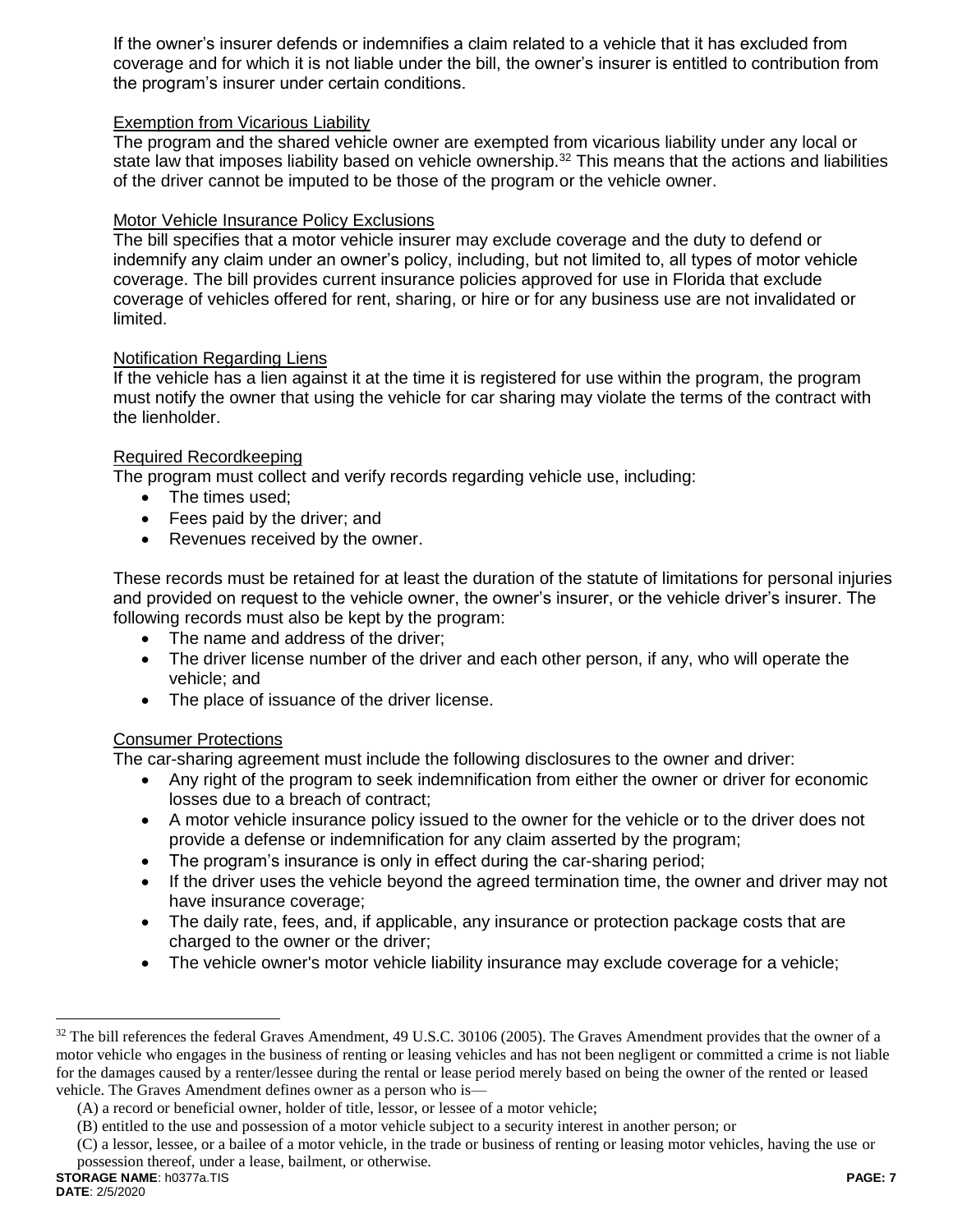If the owner's insurer defends or indemnifies a claim related to a vehicle that it has excluded from coverage and for which it is not liable under the bill, the owner's insurer is entitled to contribution from the program's insurer under certain conditions.

Exemption from Vicarious Liability

The program and the shared vehicle owner are exempted from vicarious liability under any local or state law that imposes liability based on vehicle ownership.[32] This means that the actions and liabilities of the driver cannot be imputed to be those of the program or the vehicle owner.

Motor Vehicle Insurance Policy Exclusions

The bill specifies that a motor vehicle insurer may exclude coverage and the duty to defend or indemnify any claim under an owner's policy, including, but not limited to, all types of motor vehicle coverage. The bill provides current insurance policies approved for use in Florida that exclude coverage of vehicles offered for rent, sharing, or hire or for any business use are not invalidated or limited.

Notification Regarding Liens

If the vehicle has a lien against it at the time it is registered for use within the program, the program must notify the owner that using the vehicle for car sharing may violate the terms of the contract with the lienholder.

Required Recordkeeping

The program must collect and verify records regarding vehicle use, including:

- The times used;
- Fees paid by the driver; and
- Revenues received by the owner.

These records must be retained for at least the duration of the statute of limitations for personal injuries and provided on request to the vehicle owner, the owner's insurer, or the vehicle driver's insurer. The following records must also be kept by the program:

- The name and address of the driver;
- The driver license number of the driver and each other person, if any, who will operate the vehicle; and
- The place of issuance of the driver license.

Consumer Protections

The car-sharing agreement must include the following disclosures to the owner and driver:

- Any right of the program to seek indemnification from either the owner or driver for economic losses due to a breach of contract;
- A motor vehicle insurance policy issued to the owner for the vehicle or to the driver does not provide a defense or indemnification for any claim asserted by the program;
- The program's insurance is only in effect during the car-sharing period;
- If the driver uses the vehicle beyond the agreed termination time, the owner and driver may not have insurance coverage;
- The daily rate, fees, and, if applicable, any insurance or protection package costs that are charged to the owner or the driver;
- The vehicle owner's motor vehicle liability insurance may exclude coverage for a vehicle;

---

[32] The bill references the federal Graves Amendment, 49 U.S.C. 30106 (2005). The Graves Amendment provides that the owner of a motor vehicle who engages in the business of renting or leasing vehicles and has not been negligent or committed a crime is not liable for the damages caused by a renter/lessee during the rental or lease period merely based on being the owner of the rented or leased vehicle. The Graves Amendment defines owner as a person who is—

(A) a record or beneficial owner, holder of title, lessor, or lessee of a motor vehicle;

(B) entitled to the use and possession of a motor vehicle subject to a security interest in another person; or

(C) a lessor, lessee, or a bailee of a motor vehicle, in the trade or business of renting or leasing motor vehicles, having the use or possession thereof, under a lease, bailment, or otherwise.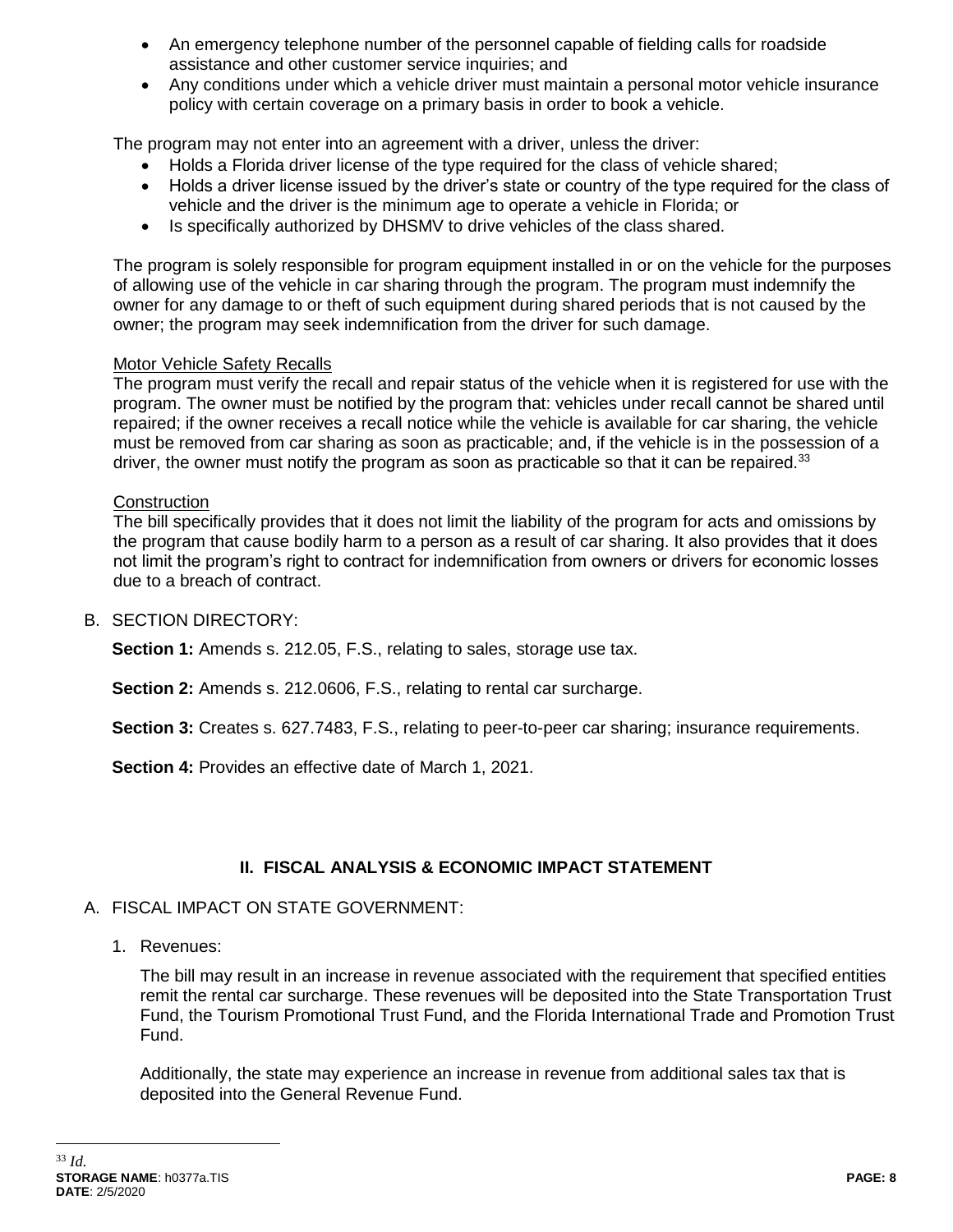- An emergency telephone number of the personnel capable of fielding calls for roadside assistance and other customer service inquiries; and
- Any conditions under which a vehicle driver must maintain a personal motor vehicle insurance policy with certain coverage on a primary basis in order to book a vehicle.

The program may not enter into an agreement with a driver, unless the driver:

- Holds a Florida driver license of the type required for the class of vehicle shared;
- Holds a driver license issued by the driver's state or country of the type required for the class of vehicle and the driver is the minimum age to operate a vehicle in Florida; or
- Is specifically authorized by DHSMV to drive vehicles of the class shared.

The program is solely responsible for program equipment installed in or on the vehicle for the purposes of allowing use of the vehicle in car sharing through the program. The program must indemnify the owner for any damage to or theft of such equipment during shared periods that is not caused by the owner; the program may seek indemnification from the driver for such damage.

Motor Vehicle Safety Recalls

The program must verify the recall and repair status of the vehicle when it is registered for use with the program. The owner must be notified by the program that: vehicles under recall cannot be shared until repaired; if the owner receives a recall notice while the vehicle is available for car sharing, the vehicle must be removed from car sharing as soon as practicable; and, if the vehicle is in the possession of a driver, the owner must notify the program as soon as practicable so that it can be repaired.[33]

Construction

The bill specifically provides that it does not limit the liability of the program for acts and omissions by the program that cause bodily harm to a person as a result of car sharing. It also provides that it does not limit the program's right to contract for indemnification from owners or drivers for economic losses due to a breach of contract.

B. SECTION DIRECTORY:

**Section 1:** Amends s. 212.05, F.S., relating to sales, storage use tax.

**Section 2:** Amends s. 212.0606, F.S., relating to rental car surcharge.

**Section 3:** Creates s. 627.7483, F.S., relating to peer-to-peer car sharing; insurance requirements.

**Section 4:** Provides an effective date of March 1, 2021.

## II. FISCAL ANALYSIS & ECONOMIC IMPACT STATEMENT

A. FISCAL IMPACT ON STATE GOVERNMENT:

1. Revenues:

The bill may result in an increase in revenue associated with the requirement that specified entities remit the rental car surcharge. These revenues will be deposited into the State Transportation Trust Fund, the Tourism Promotional Trust Fund, and the Florida International Trade and Promotion Trust Fund.

Additionally, the state may experience an increase in revenue from additional sales tax that is deposited into the General Revenue Fund.

---

[33] *Id.*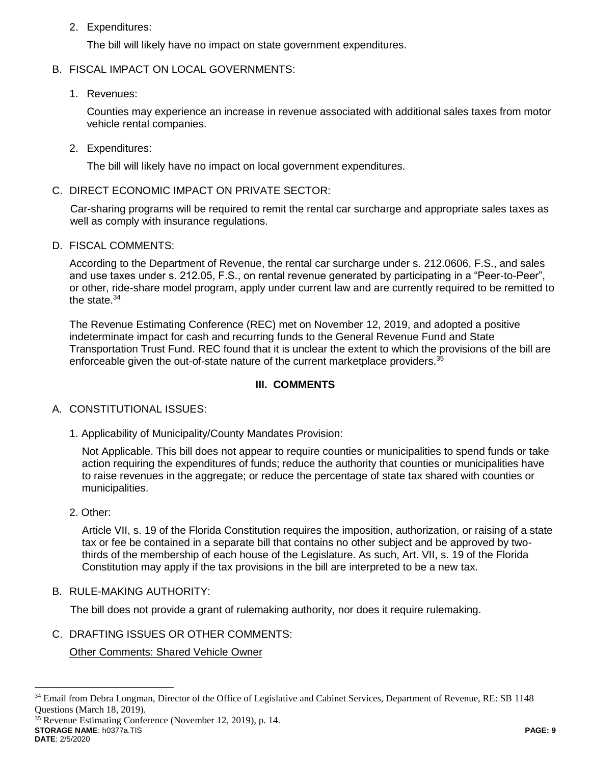2. Expenditures:

   The bill will likely have no impact on state government expenditures.

B. FISCAL IMPACT ON LOCAL GOVERNMENTS:

1. Revenues:

   Counties may experience an increase in revenue associated with additional sales taxes from motor vehicle rental companies.

2. Expenditures:

   The bill will likely have no impact on local government expenditures.

C. DIRECT ECONOMIC IMPACT ON PRIVATE SECTOR:

Car-sharing programs will be required to remit the rental car surcharge and appropriate sales taxes as well as comply with insurance regulations.

D. FISCAL COMMENTS:

According to the Department of Revenue, the rental car surcharge under s. 212.0606, F.S., and sales and use taxes under s. 212.05, F.S., on rental revenue generated by participating in a "Peer-to-Peer", or other, ride-share model program, apply under current law and are currently required to be remitted to the state.[34]

The Revenue Estimating Conference (REC) met on November 12, 2019, and adopted a positive indeterminate impact for cash and recurring funds to the General Revenue Fund and State Transportation Trust Fund. REC found that it is unclear the extent to which the provisions of the bill are enforceable given the out-of-state nature of the current marketplace providers.[35]

## III. COMMENTS

A. CONSTITUTIONAL ISSUES:

1. Applicability of Municipality/County Mandates Provision:

   Not Applicable. This bill does not appear to require counties or municipalities to spend funds or take action requiring the expenditures of funds; reduce the authority that counties or municipalities have to raise revenues in the aggregate; or reduce the percentage of state tax shared with counties or municipalities.

2. Other:

   Article VII, s. 19 of the Florida Constitution requires the imposition, authorization, or raising of a state tax or fee be contained in a separate bill that contains no other subject and be approved by two-thirds of the membership of each house of the Legislature. As such, Art. VII, s. 19 of the Florida Constitution may apply if the tax provisions in the bill are interpreted to be a new tax.

B. RULE-MAKING AUTHORITY:

The bill does not provide a grant of rulemaking authority, nor does it require rulemaking.

C. DRAFTING ISSUES OR OTHER COMMENTS:

Other Comments: Shared Vehicle Owner

---

[34] Email from Debra Longman, Director of the Office of Legislative and Cabinet Services, Department of Revenue, RE: SB 1148 Questions (March 18, 2019).

[35] Revenue Estimating Conference (November 12, 2019), p. 14.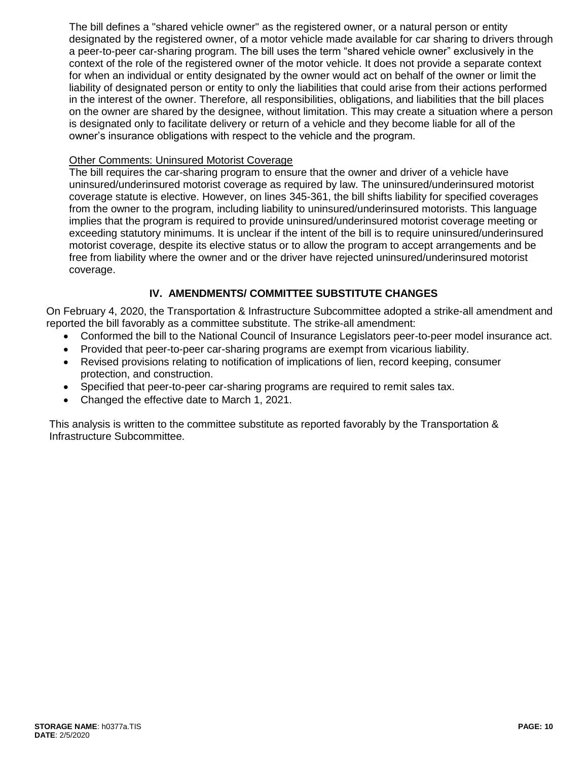The bill defines a "shared vehicle owner" as the registered owner, or a natural person or entity designated by the registered owner, of a motor vehicle made available for car sharing to drivers through a peer-to-peer car-sharing program. The bill uses the term "shared vehicle owner" exclusively in the context of the role of the registered owner of the motor vehicle. It does not provide a separate context for when an individual or entity designated by the owner would act on behalf of the owner or limit the liability of designated person or entity to only the liabilities that could arise from their actions performed in the interest of the owner. Therefore, all responsibilities, obligations, and liabilities that the bill places on the owner are shared by the designee, without limitation. This may create a situation where a person is designated only to facilitate delivery or return of a vehicle and they become liable for all of the owner's insurance obligations with respect to the vehicle and the program.

Other Comments: Uninsured Motorist Coverage

The bill requires the car-sharing program to ensure that the owner and driver of a vehicle have uninsured/underinsured motorist coverage as required by law. The uninsured/underinsured motorist coverage statute is elective. However, on lines 345-361, the bill shifts liability for specified coverages from the owner to the program, including liability to uninsured/underinsured motorists. This language implies that the program is required to provide uninsured/underinsured motorist coverage meeting or exceeding statutory minimums. It is unclear if the intent of the bill is to require uninsured/underinsured motorist coverage, despite its elective status or to allow the program to accept arrangements and be free from liability where the owner and or the driver have rejected uninsured/underinsured motorist coverage.

## IV. AMENDMENTS/ COMMITTEE SUBSTITUTE CHANGES

On February 4, 2020, the Transportation & Infrastructure Subcommittee adopted a strike-all amendment and reported the bill favorably as a committee substitute. The strike-all amendment:

- Conformed the bill to the National Council of Insurance Legislators peer-to-peer model insurance act.
- Provided that peer-to-peer car-sharing programs are exempt from vicarious liability.
- Revised provisions relating to notification of implications of lien, record keeping, consumer protection, and construction.
- Specified that peer-to-peer car-sharing programs are required to remit sales tax.
- Changed the effective date to March 1, 2021.

This analysis is written to the committee substitute as reported favorably by the Transportation & Infrastructure Subcommittee.